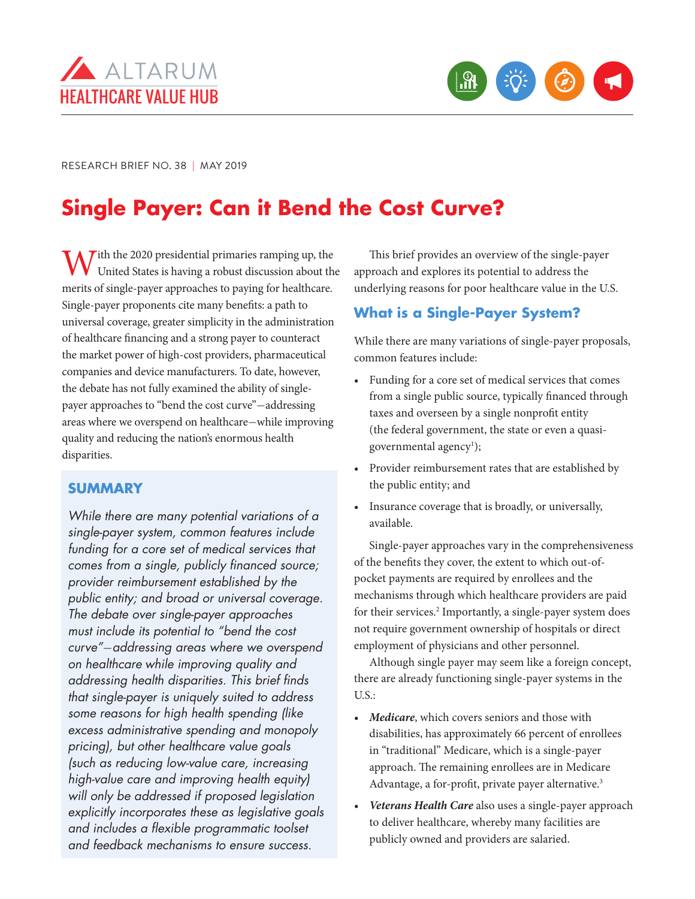ALTARUM
HEALTHCARE VALUE HUB

RESEARCH BRIEF NO. 38 | MAY 2019

# Single Payer: Can it Bend the Cost Curve?

With the 2020 presidential primaries ramping up, the United States is having a robust discussion about the merits of single-payer approaches to paying for healthcare. Single-payer proponents cite many benefits: a path to universal coverage, greater simplicity in the administration of healthcare financing and a strong payer to counteract the market power of high-cost providers, pharmaceutical companies and device manufacturers. To date, however, the debate has not fully examined the ability of single-payer approaches to "bend the cost curve"—addressing areas where we overspend on healthcare—while improving quality and reducing the nation's enormous health disparities.

## SUMMARY

*While there are many potential variations of a single-payer system, common features include funding for a core set of medical services that comes from a single, publicly financed source; provider reimbursement established by the public entity; and broad or universal coverage. The debate over single-payer approaches must include its potential to "bend the cost curve"—addressing areas where we overspend on healthcare while improving quality and addressing health disparities. This brief finds that single-payer is uniquely suited to address some reasons for high health spending (like excess administrative spending and monopoly pricing), but other healthcare value goals (such as reducing low-value care, increasing high-value care and improving health equity) will only be addressed if proposed legislation explicitly incorporates these as legislative goals and includes a flexible programmatic toolset and feedback mechanisms to ensure success.*

This brief provides an overview of the single-payer approach and explores its potential to address the underlying reasons for poor healthcare value in the U.S.

## What is a Single-Payer System?

While there are many variations of single-payer proposals, common features include:

- Funding for a core set of medical services that comes from a single public source, typically financed through taxes and overseen by a single nonprofit entity (the federal government, the state or even a quasi-governmental agency[1]);
- Provider reimbursement rates that are established by the public entity; and
- Insurance coverage that is broadly, or universally, available.

Single-payer approaches vary in the comprehensiveness of the benefits they cover, the extent to which out-of-pocket payments are required by enrollees and the mechanisms through which healthcare providers are paid for their services.[2] Importantly, a single-payer system does not require government ownership of hospitals or direct employment of physicians and other personnel.

Although single payer may seem like a foreign concept, there are already functioning single-payer systems in the U.S.:

- ***Medicare***, which covers seniors and those with disabilities, has approximately 66 percent of enrollees in "traditional" Medicare, which is a single-payer approach. The remaining enrollees are in Medicare Advantage, a for-profit, private payer alternative.[3]
- ***Veterans Health Care*** also uses a single-payer approach to deliver healthcare, whereby many facilities are publicly owned and providers are salaried.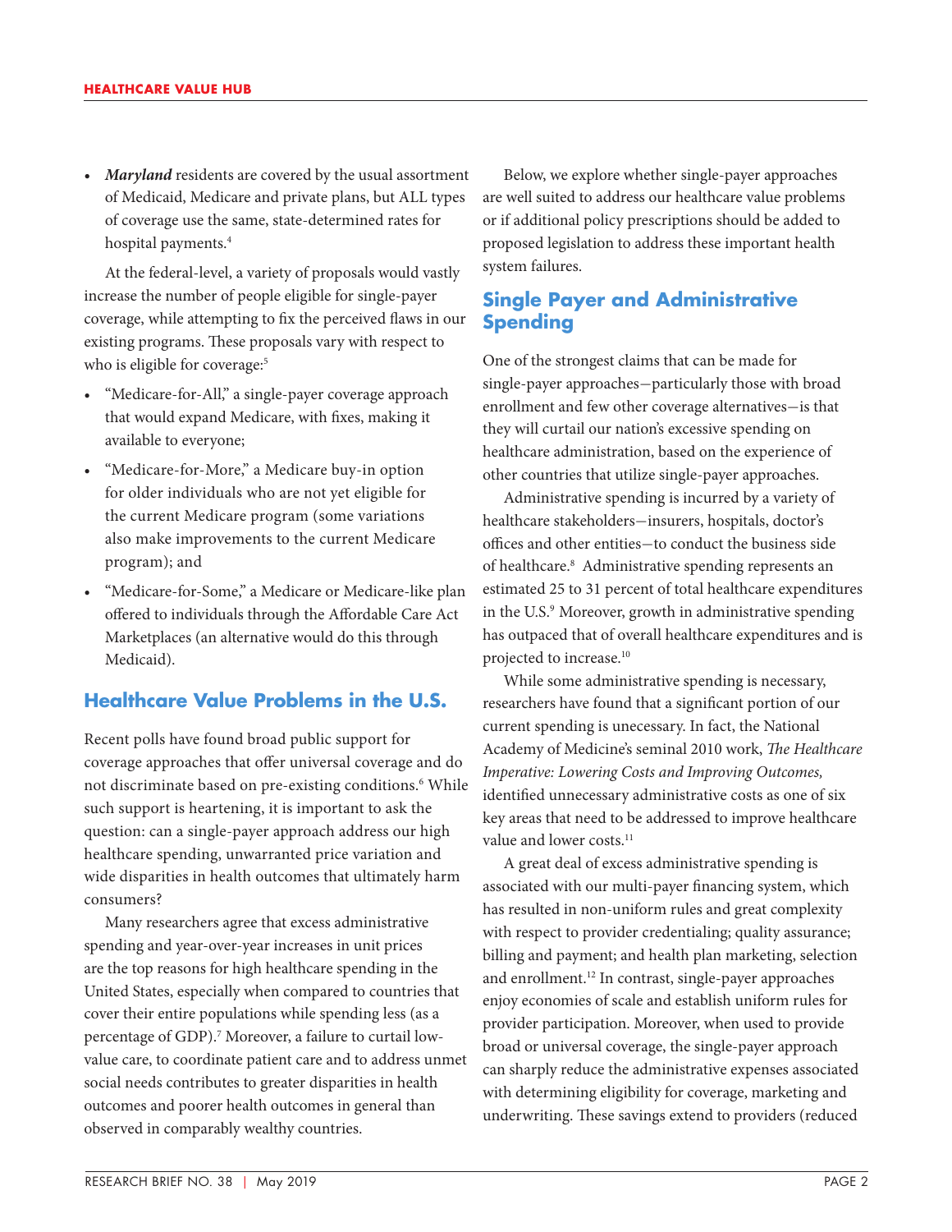- ***Maryland*** residents are covered by the usual assortment of Medicaid, Medicare and private plans, but ALL types of coverage use the same, state-determined rates for hospital payments.[4]

At the federal-level, a variety of proposals would vastly increase the number of people eligible for single-payer coverage, while attempting to fix the perceived flaws in our existing programs. These proposals vary with respect to who is eligible for coverage:[5]

- "Medicare-for-All," a single-payer coverage approach that would expand Medicare, with fixes, making it available to everyone;
- "Medicare-for-More," a Medicare buy-in option for older individuals who are not yet eligible for the current Medicare program (some variations also make improvements to the current Medicare program); and
- "Medicare-for-Some," a Medicare or Medicare-like plan offered to individuals through the Affordable Care Act Marketplaces (an alternative would do this through Medicaid).

## Healthcare Value Problems in the U.S.

Recent polls have found broad public support for coverage approaches that offer universal coverage and do not discriminate based on pre-existing conditions.[6] While such support is heartening, it is important to ask the question: can a single-payer approach address our high healthcare spending, unwarranted price variation and wide disparities in health outcomes that ultimately harm consumers?

Many researchers agree that excess administrative spending and year-over-year increases in unit prices are the top reasons for high healthcare spending in the United States, especially when compared to countries that cover their entire populations while spending less (as a percentage of GDP).[7] Moreover, a failure to curtail low-value care, to coordinate patient care and to address unmet social needs contributes to greater disparities in health outcomes and poorer health outcomes in general than observed in comparably wealthy countries.

Below, we explore whether single-payer approaches are well suited to address our healthcare value problems or if additional policy prescriptions should be added to proposed legislation to address these important health system failures.

## Single Payer and Administrative Spending

One of the strongest claims that can be made for single-payer approaches—particularly those with broad enrollment and few other coverage alternatives—is that they will curtail our nation's excessive spending on healthcare administration, based on the experience of other countries that utilize single-payer approaches.

Administrative spending is incurred by a variety of healthcare stakeholders—insurers, hospitals, doctor's offices and other entities—to conduct the business side of healthcare.[8] Administrative spending represents an estimated 25 to 31 percent of total healthcare expenditures in the U.S.[9] Moreover, growth in administrative spending has outpaced that of overall healthcare expenditures and is projected to increase.[10]

While some administrative spending is necessary, researchers have found that a significant portion of our current spending is unecessary. In fact, the National Academy of Medicine's seminal 2010 work, *The Healthcare Imperative: Lowering Costs and Improving Outcomes,* identified unnecessary administrative costs as one of six key areas that need to be addressed to improve healthcare value and lower costs.[11]

A great deal of excess administrative spending is associated with our multi-payer financing system, which has resulted in non-uniform rules and great complexity with respect to provider credentialing; quality assurance; billing and payment; and health plan marketing, selection and enrollment.[12] In contrast, single-payer approaches enjoy economies of scale and establish uniform rules for provider participation. Moreover, when used to provide broad or universal coverage, the single-payer approach can sharply reduce the administrative expenses associated with determining eligibility for coverage, marketing and underwriting. These savings extend to providers (reduced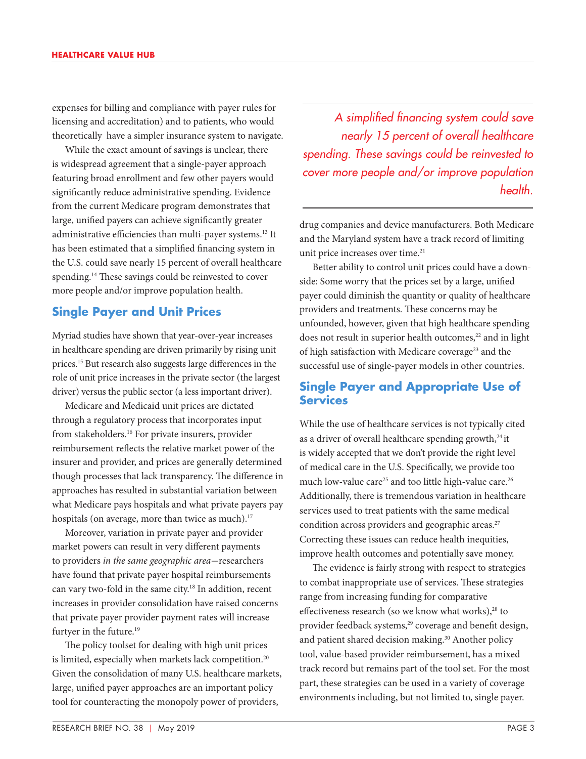expenses for billing and compliance with payer rules for licensing and accreditation) and to patients, who would theoretically have a simpler insurance system to navigate.

While the exact amount of savings is unclear, there is widespread agreement that a single-payer approach featuring broad enrollment and few other payers would significantly reduce administrative spending. Evidence from the current Medicare program demonstrates that large, unified payers can achieve significantly greater administrative efficiencies than multi-payer systems.[13] It has been estimated that a simplified financing system in the U.S. could save nearly 15 percent of overall healthcare spending.[14] These savings could be reinvested to cover more people and/or improve population health.

> *A simplified financing system could save nearly 15 percent of overall healthcare spending. These savings could be reinvested to cover more people and/or improve population health.*

## Single Payer and Unit Prices

Myriad studies have shown that year-over-year increases in healthcare spending are driven primarily by rising unit prices.[15] But research also suggests large differences in the role of unit price increases in the private sector (the largest driver) versus the public sector (a less important driver).

Medicare and Medicaid unit prices are dictated through a regulatory process that incorporates input from stakeholders.[16] For private insurers, provider reimbursement reflects the relative market power of the insurer and provider, and prices are generally determined though processes that lack transparency. The difference in approaches has resulted in substantial variation between what Medicare pays hospitals and what private payers pay hospitals (on average, more than twice as much).[17]

Moreover, variation in private payer and provider market powers can result in very different payments to providers *in the same geographic area*—researchers have found that private payer hospital reimbursements can vary two-fold in the same city.[18] In addition, recent increases in provider consolidation have raised concerns that private payer provider payment rates will increase furtyer in the future.[19]

The policy toolset for dealing with high unit prices is limited, especially when markets lack competition.[20] Given the consolidation of many U.S. healthcare markets, large, unified payer approaches are an important policy tool for counteracting the monopoly power of providers, drug companies and device manufacturers. Both Medicare and the Maryland system have a track record of limiting unit price increases over time.[21]

Better ability to control unit prices could have a downside: Some worry that the prices set by a large, unified payer could diminish the quantity or quality of healthcare providers and treatments. These concerns may be unfounded, however, given that high healthcare spending does not result in superior health outcomes,[22] and in light of high satisfaction with Medicare coverage[23] and the successful use of single-payer models in other countries.

## Single Payer and Appropriate Use of Services

While the use of healthcare services is not typically cited as a driver of overall healthcare spending growth,[24] it is widely accepted that we don't provide the right level of medical care in the U.S. Specifically, we provide too much low-value care[25] and too little high-value care.[26] Additionally, there is tremendous variation in healthcare services used to treat patients with the same medical condition across providers and geographic areas.[27] Correcting these issues can reduce health inequities, improve health outcomes and potentially save money.

The evidence is fairly strong with respect to strategies to combat inappropriate use of services. These strategies range from increasing funding for comparative effectiveness research (so we know what works),[28] to provider feedback systems,[29] coverage and benefit design, and patient shared decision making.[30] Another policy tool, value-based provider reimbursement, has a mixed track record but remains part of the tool set. For the most part, these strategies can be used in a variety of coverage environments including, but not limited to, single payer.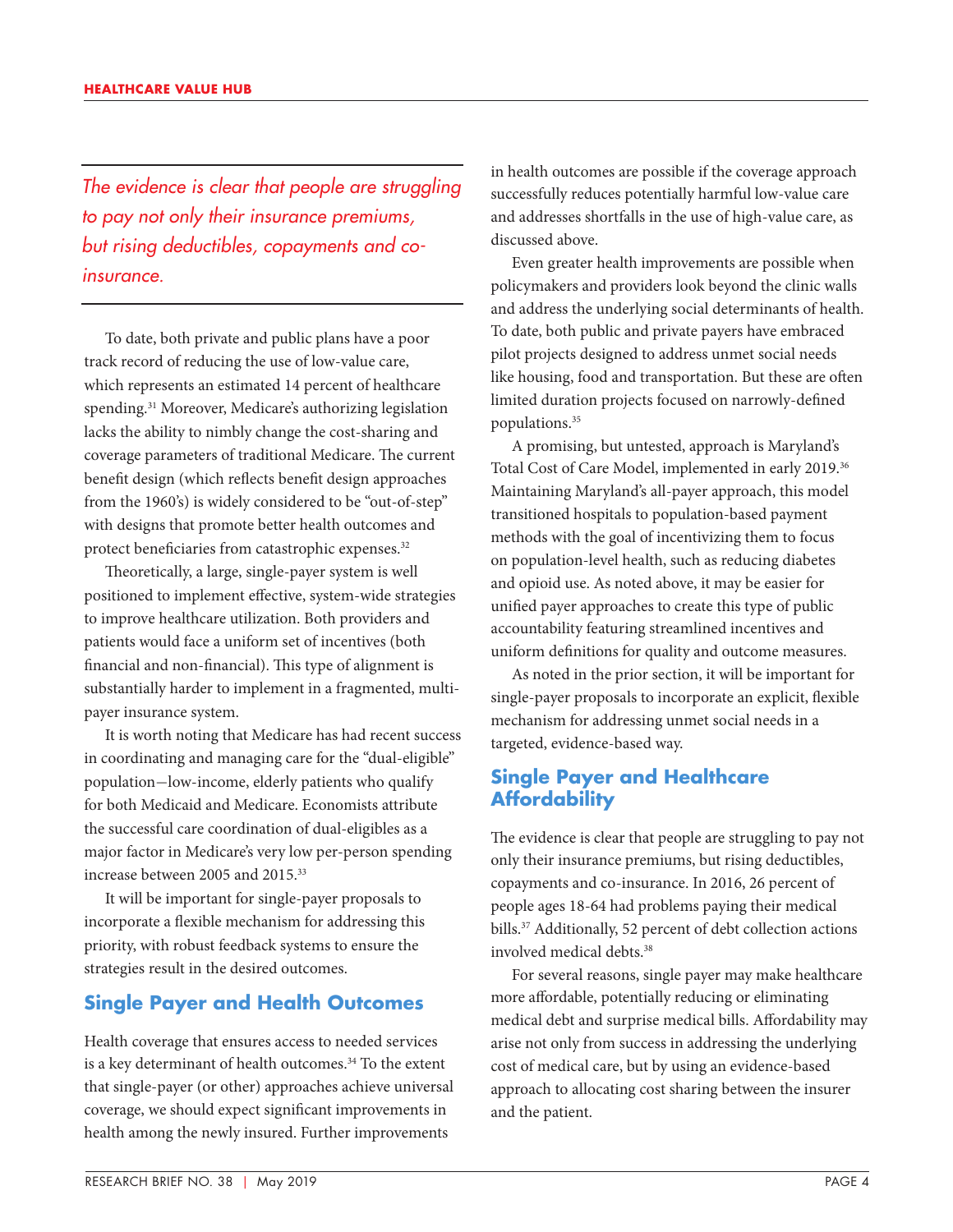*The evidence is clear that people are struggling to pay not only their insurance premiums, but rising deductibles, copayments and co-insurance.*

To date, both private and public plans have a poor track record of reducing the use of low-value care, which represents an estimated 14 percent of healthcare spending.[31] Moreover, Medicare's authorizing legislation lacks the ability to nimbly change the cost-sharing and coverage parameters of traditional Medicare. The current benefit design (which reflects benefit design approaches from the 1960's) is widely considered to be "out-of-step" with designs that promote better health outcomes and protect beneficiaries from catastrophic expenses.[32]

Theoretically, a large, single-payer system is well positioned to implement effective, system-wide strategies to improve healthcare utilization. Both providers and patients would face a uniform set of incentives (both financial and non-financial). This type of alignment is substantially harder to implement in a fragmented, multi-payer insurance system.

It is worth noting that Medicare has had recent success in coordinating and managing care for the "dual-eligible" population—low-income, elderly patients who qualify for both Medicaid and Medicare. Economists attribute the successful care coordination of dual-eligibles as a major factor in Medicare's very low per-person spending increase between 2005 and 2015.[33]

It will be important for single-payer proposals to incorporate a flexible mechanism for addressing this priority, with robust feedback systems to ensure the strategies result in the desired outcomes.

## Single Payer and Health Outcomes

Health coverage that ensures access to needed services is a key determinant of health outcomes.[34] To the extent that single-payer (or other) approaches achieve universal coverage, we should expect significant improvements in health among the newly insured. Further improvements in health outcomes are possible if the coverage approach successfully reduces potentially harmful low-value care and addresses shortfalls in the use of high-value care, as discussed above.

Even greater health improvements are possible when policymakers and providers look beyond the clinic walls and address the underlying social determinants of health. To date, both public and private payers have embraced pilot projects designed to address unmet social needs like housing, food and transportation. But these are often limited duration projects focused on narrowly-defined populations.[35]

A promising, but untested, approach is Maryland's Total Cost of Care Model, implemented in early 2019.[36] Maintaining Maryland's all-payer approach, this model transitioned hospitals to population-based payment methods with the goal of incentivizing them to focus on population-level health, such as reducing diabetes and opioid use. As noted above, it may be easier for unified payer approaches to create this type of public accountability featuring streamlined incentives and uniform definitions for quality and outcome measures.

As noted in the prior section, it will be important for single-payer proposals to incorporate an explicit, flexible mechanism for addressing unmet social needs in a targeted, evidence-based way.

## Single Payer and Healthcare Affordability

The evidence is clear that people are struggling to pay not only their insurance premiums, but rising deductibles, copayments and co-insurance. In 2016, 26 percent of people ages 18-64 had problems paying their medical bills.[37] Additionally, 52 percent of debt collection actions involved medical debts.[38]

For several reasons, single payer may make healthcare more affordable, potentially reducing or eliminating medical debt and surprise medical bills. Affordability may arise not only from success in addressing the underlying cost of medical care, but by using an evidence-based approach to allocating cost sharing between the insurer and the patient.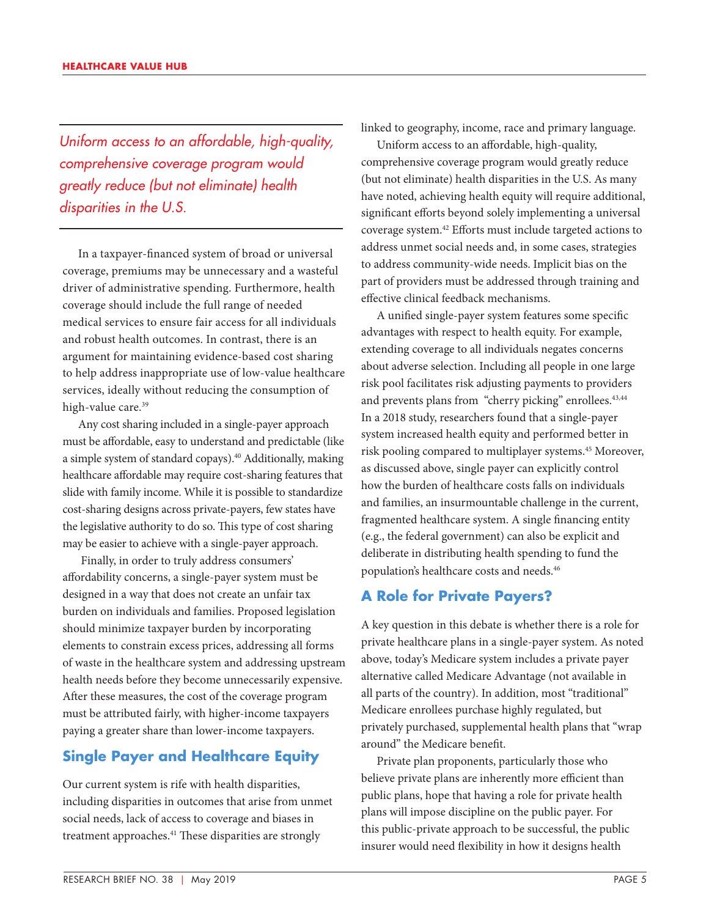*Uniform access to an affordable, high-quality, comprehensive coverage program would greatly reduce (but not eliminate) health disparities in the U.S.*

In a taxpayer-financed system of broad or universal coverage, premiums may be unnecessary and a wasteful driver of administrative spending. Furthermore, health coverage should include the full range of needed medical services to ensure fair access for all individuals and robust health outcomes. In contrast, there is an argument for maintaining evidence-based cost sharing to help address inappropriate use of low-value healthcare services, ideally without reducing the consumption of high-value care.[39]

Any cost sharing included in a single-payer approach must be affordable, easy to understand and predictable (like a simple system of standard copays).[40] Additionally, making healthcare affordable may require cost-sharing features that slide with family income. While it is possible to standardize cost-sharing designs across private-payers, few states have the legislative authority to do so. This type of cost sharing may be easier to achieve with a single-payer approach.

Finally, in order to truly address consumers' affordability concerns, a single-payer system must be designed in a way that does not create an unfair tax burden on individuals and families. Proposed legislation should minimize taxpayer burden by incorporating elements to constrain excess prices, addressing all forms of waste in the healthcare system and addressing upstream health needs before they become unnecessarily expensive. After these measures, the cost of the coverage program must be attributed fairly, with higher-income taxpayers paying a greater share than lower-income taxpayers.

## Single Payer and Healthcare Equity

Our current system is rife with health disparities, including disparities in outcomes that arise from unmet social needs, lack of access to coverage and biases in treatment approaches.[41] These disparities are strongly linked to geography, income, race and primary language.

Uniform access to an affordable, high-quality, comprehensive coverage program would greatly reduce (but not eliminate) health disparities in the U.S. As many have noted, achieving health equity will require additional, significant efforts beyond solely implementing a universal coverage system.[42] Efforts must include targeted actions to address unmet social needs and, in some cases, strategies to address community-wide needs. Implicit bias on the part of providers must be addressed through training and effective clinical feedback mechanisms.

A unified single-payer system features some specific advantages with respect to health equity. For example, extending coverage to all individuals negates concerns about adverse selection. Including all people in one large risk pool facilitates risk adjusting payments to providers and prevents plans from "cherry picking" enrollees.[43,44] In a 2018 study, researchers found that a single-payer system increased health equity and performed better in risk pooling compared to multiplayer systems.[45] Moreover, as discussed above, single payer can explicitly control how the burden of healthcare costs falls on individuals and families, an insurmountable challenge in the current, fragmented healthcare system. A single financing entity (e.g., the federal government) can also be explicit and deliberate in distributing health spending to fund the population's healthcare costs and needs.[46]

## A Role for Private Payers?

A key question in this debate is whether there is a role for private healthcare plans in a single-payer system. As noted above, today's Medicare system includes a private payer alternative called Medicare Advantage (not available in all parts of the country). In addition, most "traditional" Medicare enrollees purchase highly regulated, but privately purchased, supplemental health plans that "wrap around" the Medicare benefit.

Private plan proponents, particularly those who believe private plans are inherently more efficient than public plans, hope that having a role for private health plans will impose discipline on the public payer. For this public-private approach to be successful, the public insurer would need flexibility in how it designs health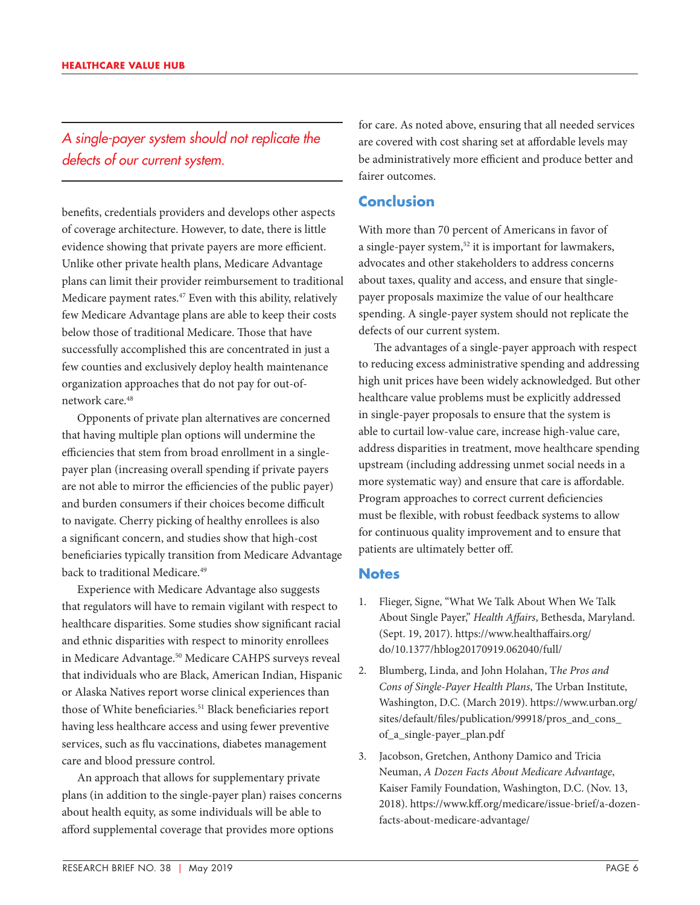*A single-payer system should not replicate the defects of our current system.*

benefits, credentials providers and develops other aspects of coverage architecture. However, to date, there is little evidence showing that private payers are more efficient. Unlike other private health plans, Medicare Advantage plans can limit their provider reimbursement to traditional Medicare payment rates.[47] Even with this ability, relatively few Medicare Advantage plans are able to keep their costs below those of traditional Medicare. Those that have successfully accomplished this are concentrated in just a few counties and exclusively deploy health maintenance organization approaches that do not pay for out-of-network care.[48]

Opponents of private plan alternatives are concerned that having multiple plan options will undermine the efficiencies that stem from broad enrollment in a single-payer plan (increasing overall spending if private payers are not able to mirror the efficiencies of the public payer) and burden consumers if their choices become difficult to navigate. Cherry picking of healthy enrollees is also a significant concern, and studies show that high-cost beneficiaries typically transition from Medicare Advantage back to traditional Medicare.[49]

Experience with Medicare Advantage also suggests that regulators will have to remain vigilant with respect to healthcare disparities. Some studies show significant racial and ethnic disparities with respect to minority enrollees in Medicare Advantage.[50] Medicare CAHPS surveys reveal that individuals who are Black, American Indian, Hispanic or Alaska Natives report worse clinical experiences than those of White beneficiaries.[51] Black beneficiaries report having less healthcare access and using fewer preventive services, such as flu vaccinations, diabetes management care and blood pressure control.

An approach that allows for supplementary private plans (in addition to the single-payer plan) raises concerns about health equity, as some individuals will be able to afford supplemental coverage that provides more options for care. As noted above, ensuring that all needed services are covered with cost sharing set at affordable levels may be administratively more efficient and produce better and fairer outcomes.

## Conclusion

With more than 70 percent of Americans in favor of a single-payer system,[52] it is important for lawmakers, advocates and other stakeholders to address concerns about taxes, quality and access, and ensure that single-payer proposals maximize the value of our healthcare spending. A single-payer system should not replicate the defects of our current system.

The advantages of a single-payer approach with respect to reducing excess administrative spending and addressing high unit prices have been widely acknowledged. But other healthcare value problems must be explicitly addressed in single-payer proposals to ensure that the system is able to curtail low-value care, increase high-value care, address disparities in treatment, move healthcare spending upstream (including addressing unmet social needs in a more systematic way) and ensure that care is affordable. Program approaches to correct current deficiencies must be flexible, with robust feedback systems to allow for continuous quality improvement and to ensure that patients are ultimately better off.

## Notes

1. Flieger, Signe, "What We Talk About When We Talk About Single Payer," *Health Affairs*, Bethesda, Maryland. (Sept. 19, 2017). https://www.healthaffairs.org/do/10.1377/hblog20170919.062040/full/
2. Blumberg, Linda, and John Holahan, T*he Pros and Cons of Single-Payer Health Plans*, The Urban Institute, Washington, D.C. (March 2019). https://www.urban.org/sites/default/files/publication/99918/pros_and_cons_of_a_single-payer_plan.pdf
3. Jacobson, Gretchen, Anthony Damico and Tricia Neuman, *A Dozen Facts About Medicare Advantage*, Kaiser Family Foundation, Washington, D.C. (Nov. 13, 2018). https://www.kff.org/medicare/issue-brief/a-dozen-facts-about-medicare-advantage/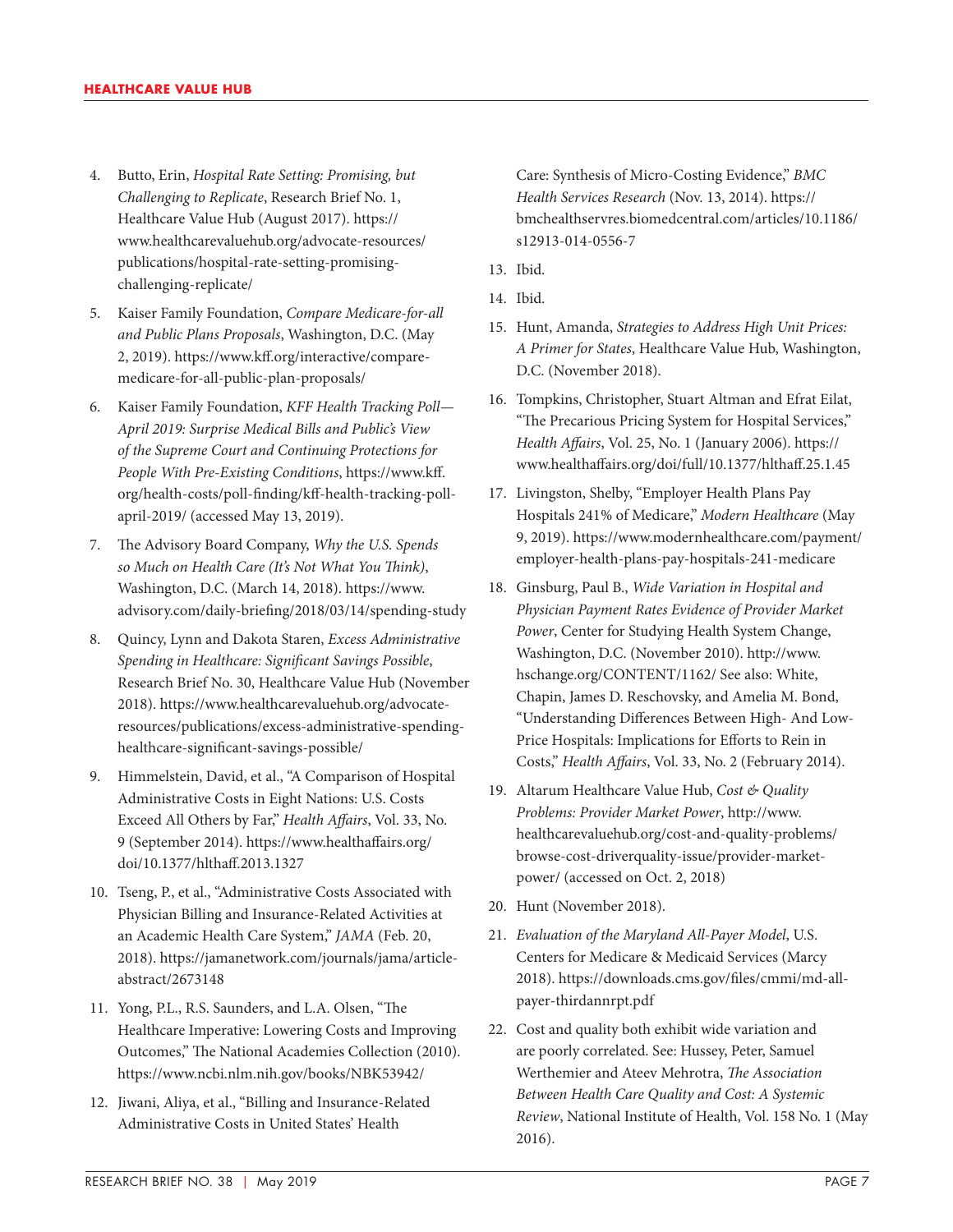4. Butto, Erin, *Hospital Rate Setting: Promising, but Challenging to Replicate*, Research Brief No. 1, Healthcare Value Hub (August 2017). https://www.healthcarevaluehub.org/advocate-resources/publications/hospital-rate-setting-promising-challenging-replicate/

5. Kaiser Family Foundation, *Compare Medicare-for-all and Public Plans Proposals*, Washington, D.C. (May 2, 2019). https://www.kff.org/interactive/compare-medicare-for-all-public-plan-proposals/

6. Kaiser Family Foundation, *KFF Health Tracking Poll—April 2019: Surprise Medical Bills and Public's View of the Supreme Court and Continuing Protections for People With Pre-Existing Conditions*, https://www.kff.org/health-costs/poll-finding/kff-health-tracking-poll-april-2019/ (accessed May 13, 2019).

7. The Advisory Board Company, *Why the U.S. Spends so Much on Health Care (It's Not What You Think)*, Washington, D.C. (March 14, 2018). https://www.advisory.com/daily-briefing/2018/03/14/spending-study

8. Quincy, Lynn and Dakota Staren, *Excess Administrative Spending in Healthcare: Significant Savings Possible*, Research Brief No. 30, Healthcare Value Hub (November 2018). https://www.healthcarevaluehub.org/advocate-resources/publications/excess-administrative-spending-healthcare-significant-savings-possible/

9. Himmelstein, David, et al., "A Comparison of Hospital Administrative Costs in Eight Nations: U.S. Costs Exceed All Others by Far," *Health Affairs*, Vol. 33, No. 9 (September 2014). https://www.healthaffairs.org/doi/10.1377/hlthaff.2013.1327

10. Tseng, P., et al., "Administrative Costs Associated with Physician Billing and Insurance-Related Activities at an Academic Health Care System," *JAMA* (Feb. 20, 2018). https://jamanetwork.com/journals/jama/article-abstract/2673148

11. Yong, P.L., R.S. Saunders, and L.A. Olsen, "The Healthcare Imperative: Lowering Costs and Improving Outcomes," The National Academies Collection (2010). https://www.ncbi.nlm.nih.gov/books/NBK53942/

12. Jiwani, Aliya, et al., "Billing and Insurance-Related Administrative Costs in United States' Health Care: Synthesis of Micro-Costing Evidence," *BMC Health Services Research* (Nov. 13, 2014). https://bmchealthservres.biomedcentral.com/articles/10.1186/s12913-014-0556-7

13. Ibid.

14. Ibid.

15. Hunt, Amanda, *Strategies to Address High Unit Prices: A Primer for States*, Healthcare Value Hub, Washington, D.C. (November 2018).

16. Tompkins, Christopher, Stuart Altman and Efrat Eilat, "The Precarious Pricing System for Hospital Services," *Health Affairs*, Vol. 25, No. 1 (January 2006). https://www.healthaffairs.org/doi/full/10.1377/hlthaff.25.1.45

17. Livingston, Shelby, "Employer Health Plans Pay Hospitals 241% of Medicare," *Modern Healthcare* (May 9, 2019). https://www.modernhealthcare.com/payment/employer-health-plans-pay-hospitals-241-medicare

18. Ginsburg, Paul B., *Wide Variation in Hospital and Physician Payment Rates Evidence of Provider Market Power*, Center for Studying Health System Change, Washington, D.C. (November 2010). http://www.hschange.org/CONTENT/1162/ See also: White, Chapin, James D. Reschovsky, and Amelia M. Bond, "Understanding Differences Between High- And Low-Price Hospitals: Implications for Efforts to Rein in Costs," *Health Affairs*, Vol. 33, No. 2 (February 2014).

19. Altarum Healthcare Value Hub, *Cost & Quality Problems: Provider Market Power*, http://www.healthcarevaluehub.org/cost-and-quality-problems/browse-cost-driverquality-issue/provider-market-power/ (accessed on Oct. 2, 2018)

20. Hunt (November 2018).

21. *Evaluation of the Maryland All-Payer Model*, U.S. Centers for Medicare & Medicaid Services (Marcy 2018). https://downloads.cms.gov/files/cmmi/md-all-payer-thirdannrpt.pdf

22. Cost and quality both exhibit wide variation and are poorly correlated. See: Hussey, Peter, Samuel Werthemier and Ateev Mehrotra, *The Association Between Health Care Quality and Cost: A Systemic Review*, National Institute of Health, Vol. 158 No. 1 (May 2016).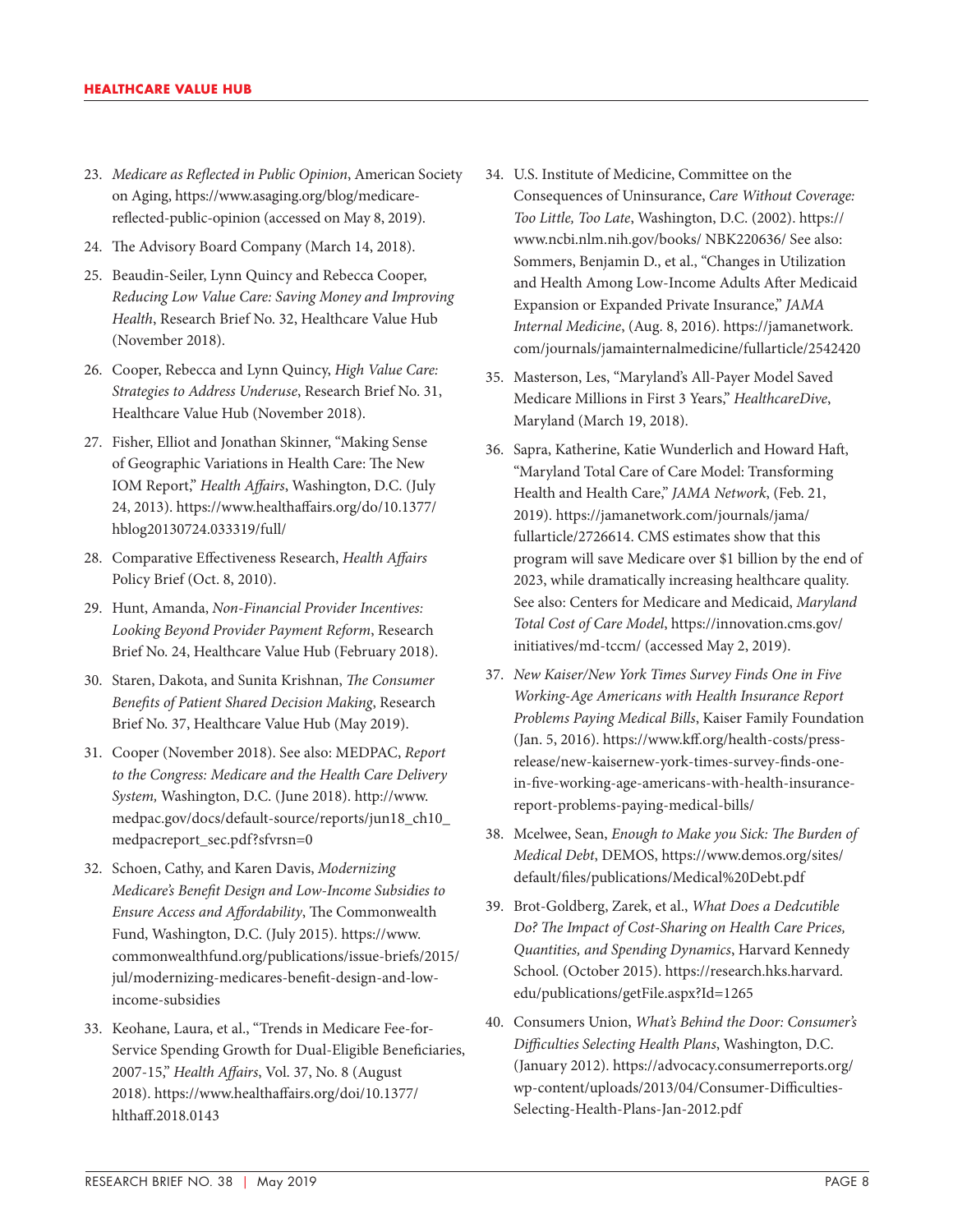23. *Medicare as Reflected in Public Opinion*, American Society on Aging, https://www.asaging.org/blog/medicare-reflected-public-opinion (accessed on May 8, 2019).
24. The Advisory Board Company (March 14, 2018).
25. Beaudin-Seiler, Lynn Quincy and Rebecca Cooper, *Reducing Low Value Care: Saving Money and Improving Health*, Research Brief No. 32, Healthcare Value Hub (November 2018).
26. Cooper, Rebecca and Lynn Quincy, *High Value Care: Strategies to Address Underuse*, Research Brief No. 31, Healthcare Value Hub (November 2018).
27. Fisher, Elliot and Jonathan Skinner, "Making Sense of Geographic Variations in Health Care: The New IOM Report," *Health Affairs*, Washington, D.C. (July 24, 2013). https://www.healthaffairs.org/do/10.1377/hblog20130724.033319/full/
28. Comparative Effectiveness Research, *Health Affairs* Policy Brief (Oct. 8, 2010).
29. Hunt, Amanda, *Non-Financial Provider Incentives: Looking Beyond Provider Payment Reform*, Research Brief No. 24, Healthcare Value Hub (February 2018).
30. Staren, Dakota, and Sunita Krishnan, *The Consumer Benefits of Patient Shared Decision Making*, Research Brief No. 37, Healthcare Value Hub (May 2019).
31. Cooper (November 2018). See also: MEDPAC, *Report to the Congress: Medicare and the Health Care Delivery System,* Washington, D.C. (June 2018). http://www.medpac.gov/docs/default-source/reports/jun18_ch10_medpacreport_sec.pdf?sfvrsn=0
32. Schoen, Cathy, and Karen Davis, *Modernizing Medicare's Benefit Design and Low-Income Subsidies to Ensure Access and Affordability*, The Commonwealth Fund, Washington, D.C. (July 2015). https://www.commonwealthfund.org/publications/issue-briefs/2015/jul/modernizing-medicares-benefit-design-and-low-income-subsidies
33. Keohane, Laura, et al., "Trends in Medicare Fee-for-Service Spending Growth for Dual-Eligible Beneficiaries, 2007-15," *Health Affairs*, Vol. 37, No. 8 (August 2018). https://www.healthaffairs.org/doi/10.1377/hlthaff.2018.0143
34. U.S. Institute of Medicine, Committee on the Consequences of Uninsurance, *Care Without Coverage: Too Little, Too Late*, Washington, D.C. (2002). https://www.ncbi.nlm.nih.gov/books/ NBK220636/ See also: Sommers, Benjamin D., et al., "Changes in Utilization and Health Among Low-Income Adults After Medicaid Expansion or Expanded Private Insurance," *JAMA Internal Medicine*, (Aug. 8, 2016). https://jamanetwork.com/journals/jamainternalmedicine/fullarticle/2542420
35. Masterson, Les, "Maryland's All-Payer Model Saved Medicare Millions in First 3 Years," *HealthcareDive*, Maryland (March 19, 2018).
36. Sapra, Katherine, Katie Wunderlich and Howard Haft, "Maryland Total Care of Care Model: Transforming Health and Health Care," *JAMA Network*, (Feb. 21, 2019). https://jamanetwork.com/journals/jama/fullarticle/2726614. CMS estimates show that this program will save Medicare over $1 billion by the end of 2023, while dramatically increasing healthcare quality. See also: Centers for Medicare and Medicaid, *Maryland Total Cost of Care Model*, https://innovation.cms.gov/initiatives/md-tccm/ (accessed May 2, 2019).
37. *New Kaiser/New York Times Survey Finds One in Five Working-Age Americans with Health Insurance Report Problems Paying Medical Bills*, Kaiser Family Foundation (Jan. 5, 2016). https://www.kff.org/health-costs/press-release/new-kaisernew-york-times-survey-finds-one-in-five-working-age-americans-with-health-insurance-report-problems-paying-medical-bills/
38. Mcelwee, Sean, *Enough to Make you Sick: The Burden of Medical Debt*, DEMOS, https://www.demos.org/sites/default/files/publications/Medical%20Debt.pdf
39. Brot-Goldberg, Zarek, et al., *What Does a Dedcutible Do? The Impact of Cost-Sharing on Health Care Prices, Quantities, and Spending Dynamics*, Harvard Kennedy School. (October 2015). https://research.hks.harvard.edu/publications/getFile.aspx?Id=1265
40. Consumers Union, *What's Behind the Door: Consumer's Difficulties Selecting Health Plans*, Washington, D.C. (January 2012). https://advocacy.consumerreports.org/wp-content/uploads/2013/04/Consumer-Difficulties-Selecting-Health-Plans-Jan-2012.pdf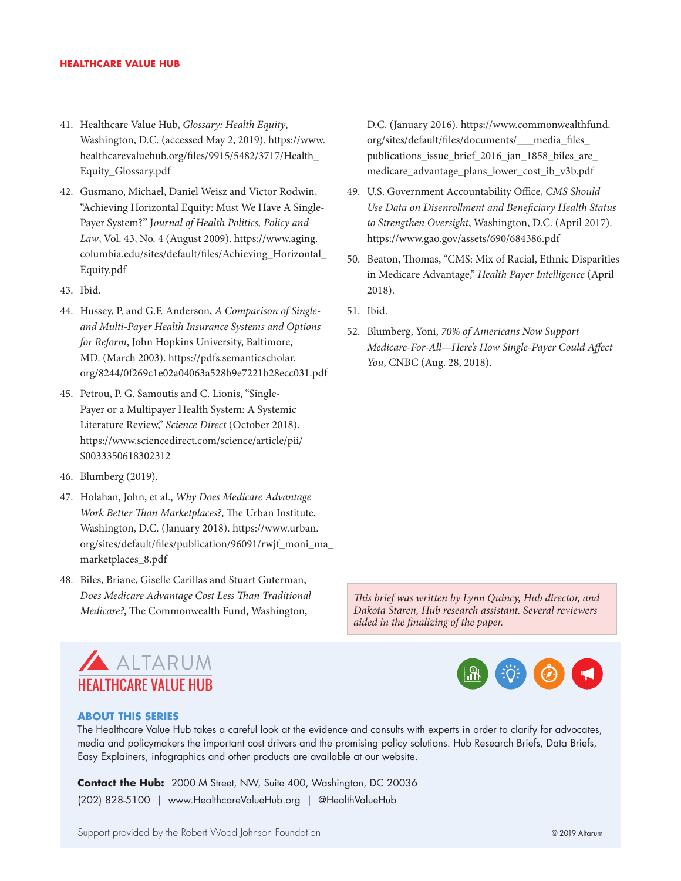41. Healthcare Value Hub, *Glossary: Health Equity*, Washington, D.C. (accessed May 2, 2019). https://www.healthcarevaluehub.org/files/9915/5482/3717/Health_Equity_Glossary.pdf

42. Gusmano, Michael, Daniel Weisz and Victor Rodwin, "Achieving Horizontal Equity: Must We Have A Single-Payer System?" *Journal of Health Politics, Policy and Law*, Vol. 43, No. 4 (August 2009). https://www.aging.columbia.edu/sites/default/files/Achieving_Horizontal_Equity.pdf

43. Ibid.

44. Hussey, P. and G.F. Anderson, *A Comparison of Single- and Multi-Payer Health Insurance Systems and Options for Reform*, John Hopkins University, Baltimore, MD. (March 2003). https://pdfs.semanticscholar.org/8244/0f269c1e02a04063a528b9e7221b28ecc031.pdf

45. Petrou, P. G. Samoutis and C. Lionis, "Single-Payer or a Multipayer Health System: A Systemic Literature Review," *Science Direct* (October 2018). https://www.sciencedirect.com/science/article/pii/S0033350618302312

46. Blumberg (2019).

47. Holahan, John, et al., *Why Does Medicare Advantage Work Better Than Marketplaces?*, The Urban Institute, Washington, D.C. (January 2018). https://www.urban.org/sites/default/files/publication/96091/rwjf_moni_ma_marketplaces_8.pdf

48. Biles, Briane, Giselle Carillas and Stuart Guterman, *Does Medicare Advantage Cost Less Than Traditional Medicare?*, The Commonwealth Fund, Washington, D.C. (January 2016). https://www.commonwealthfund.org/sites/default/files/documents/___media_files_publications_issue_brief_2016_jan_1858_biles_are_medicare_advantage_plans_lower_cost_ib_v3b.pdf

49. U.S. Government Accountability Office, *CMS Should Use Data on Disenrollment and Beneficiary Health Status to Strengthen Oversight*, Washington, D.C. (April 2017). https://www.gao.gov/assets/690/684386.pdf

50. Beaton, Thomas, "CMS: Mix of Racial, Ethnic Disparities in Medicare Advantage," *Health Payer Intelligence* (April 2018).

51. Ibid.

52. Blumberg, Yoni, *70% of Americans Now Support Medicare-For-All—Here's How Single-Payer Could Affect You*, CNBC (Aug. 28, 2018).

*This brief was written by Lynn Quincy, Hub director, and Dakota Staren, Hub research assistant. Several reviewers aided in the finalizing of the paper.*

ALTARUM
HEALTHCARE VALUE HUB

### ABOUT THIS SERIES

The Healthcare Value Hub takes a careful look at the evidence and consults with experts in order to clarify for advocates, media and policymakers the important cost drivers and the promising policy solutions. Hub Research Briefs, Data Briefs, Easy Explainers, infographics and other products are available at our website.

**Contact the Hub:** 2000 M Street, NW, Suite 400, Washington, DC 20036
(202) 828-5100 | www.HealthcareValueHub.org | @HealthValueHub

Support provided by the Robert Wood Johnson Foundation

© 2019 Altarum